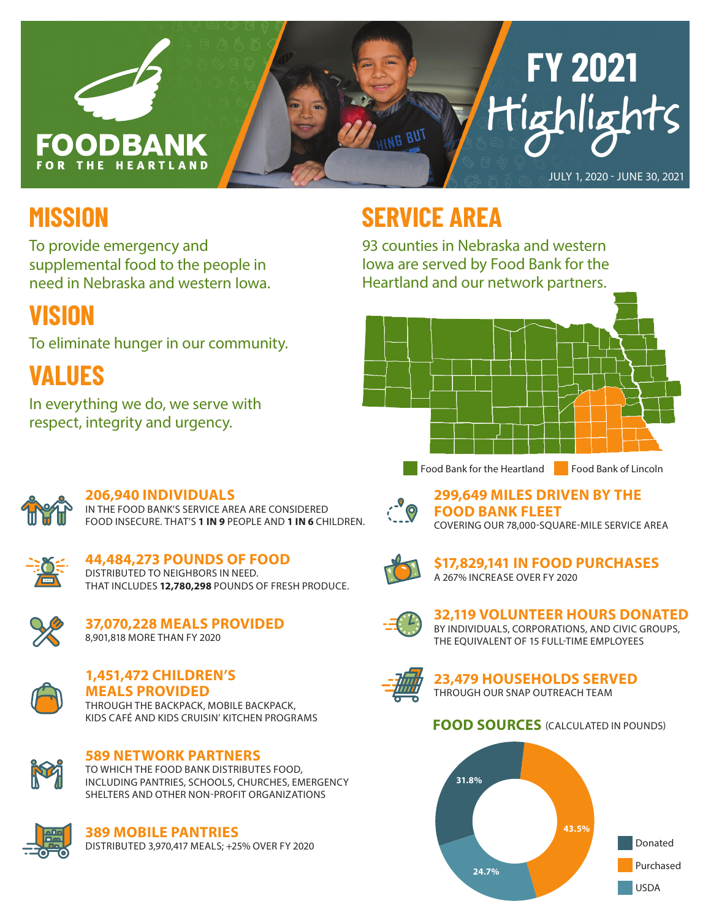# FOODBANK FOR THE HEARTLAND

# FY 2021 Highlights

JULY 1, 2020 - JUNE 30, 2021

## MISSION

To provide emergency and supplemental food to the people in need in Nebraska and western Iowa.

## VISION

To eliminate hunger in our community.

## VALUES

In everything we do, we serve with respect, integrity and urgency.

## SERVICE AREA

93 counties in Nebraska and western Iowa are served by Food Bank for the Heartland and our network partners.

Food Bank for the Heartland | Food Bank of Lincoln

### 206,940 INDIVIDUALS

IN THE FOOD BANK'S SERVICE AREA ARE CONSIDERED FOOD INSECURE. THAT'S **1 IN 9** PEOPLE AND **1 IN 6** CHILDREN.

### 44,484,273 POUNDS OF FOOD

DISTRIBUTED TO NEIGHBORS IN NEED. THAT INCLUDES **12,780,298** POUNDS OF FRESH PRODUCE.

### 37,070,228 MEALS PROVIDED

8,901,818 MORE THAN FY 2020

### 1,451,472 CHILDREN'S MEALS PROVIDED

THROUGH THE BACKPACK, MOBILE BACKPACK, KIDS CAFÉ AND KIDS CRUISIN' KITCHEN PROGRAMS

### 589 NETWORK PARTNERS

TO WHICH THE FOOD BANK DISTRIBUTES FOOD, INCLUDING PANTRIES, SCHOOLS, CHURCHES, EMERGENCY SHELTERS AND OTHER NON-PROFIT ORGANIZATIONS

### 389 MOBILE PANTRIES

DISTRIBUTED 3,970,417 MEALS; +25% OVER FY 2020

### 299,649 MILES DRIVEN BY THE FOOD BANK FLEET

COVERING OUR 78,000-SQUARE-MILE SERVICE AREA

### $17,829,141 IN FOOD PURCHASES

A 267% INCREASE OVER FY 2020

### 32,119 VOLUNTEER HOURS DONATED

BY INDIVIDUALS, CORPORATIONS, AND CIVIC GROUPS, THE EQUIVALENT OF 15 FULL-TIME EMPLOYEES

### 23,479 HOUSEHOLDS SERVED

THROUGH OUR SNAP OUTREACH TEAM

### FOOD SOURCES (CALCULATED IN POUNDS)

| Source | Percentage |
|---|---|
| Donated | 31.8% |
| Purchased | 43.5% |
| USDA | 24.7% |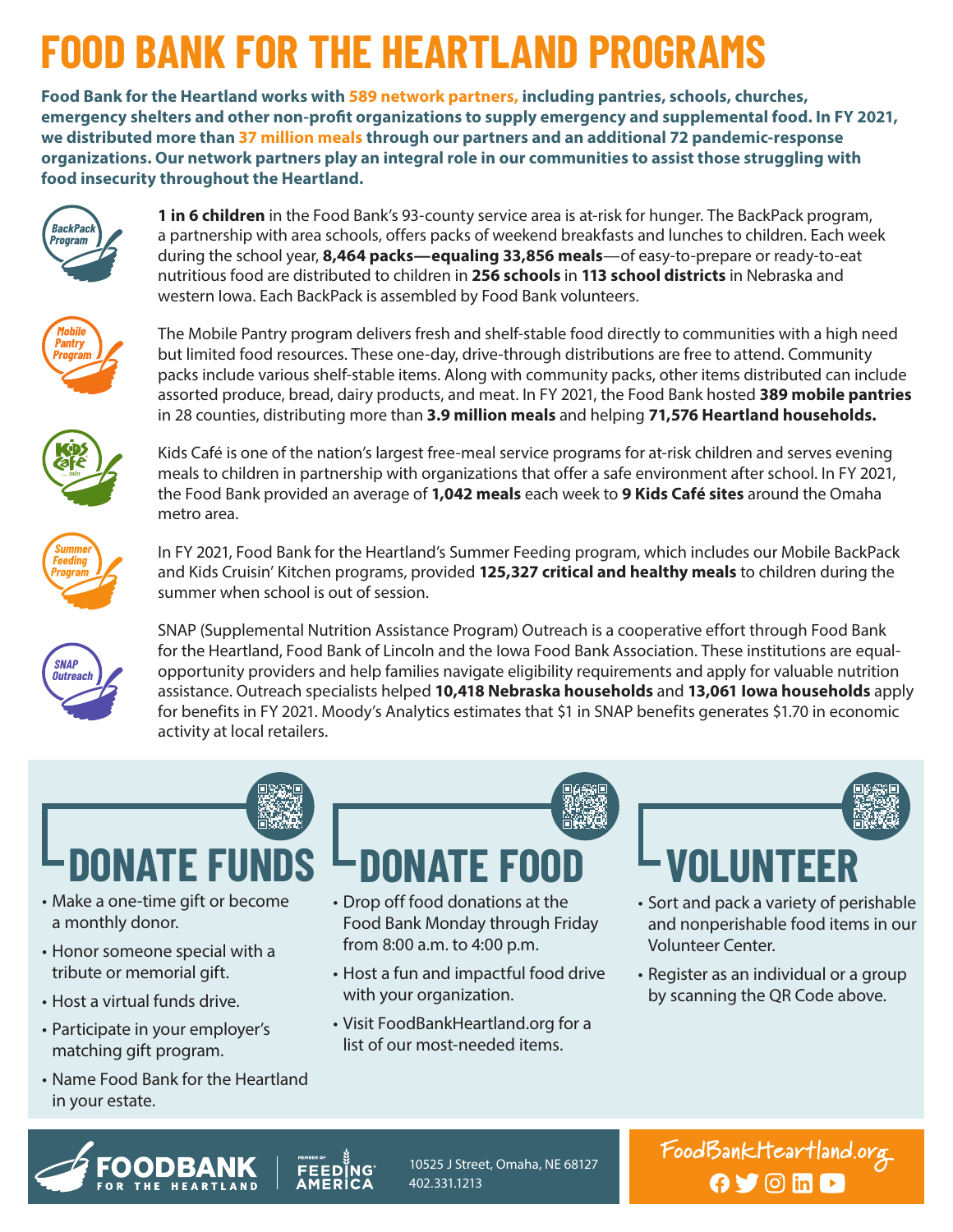# FOOD BANK FOR THE HEARTLAND PROGRAMS

**Food Bank for the Heartland works with 589 network partners, including pantries, schools, churches, emergency shelters and other non-profit organizations to supply emergency and supplemental food. In FY 2021, we distributed more than 37 million meals through our partners and an additional 72 pandemic-response organizations. Our network partners play an integral role in our communities to assist those struggling with food insecurity throughout the Heartland.**

BackPack Program

**1 in 6 children** in the Food Bank's 93-county service area is at-risk for hunger. The BackPack program, a partnership with area schools, offers packs of weekend breakfasts and lunches to children. Each week during the school year, **8,464 packs—equaling 33,856 meals**—of easy-to-prepare or ready-to-eat nutritious food are distributed to children in **256 schools** in **113 school districts** in Nebraska and western Iowa. Each BackPack is assembled by Food Bank volunteers.

Mobile Pantry Program

The Mobile Pantry program delivers fresh and shelf-stable food directly to communities with a high need but limited food resources. These one-day, drive-through distributions are free to attend. Community packs include various shelf-stable items. Along with community packs, other items distributed can include assorted produce, bread, dairy products, and meat. In FY 2021, the Food Bank hosted **389 mobile pantries** in 28 counties, distributing more than **3.9 million meals** and helping **71,576 Heartland households.**

Kids Café

Kids Café is one of the nation's largest free-meal service programs for at-risk children and serves evening meals to children in partnership with organizations that offer a safe environment after school. In FY 2021, the Food Bank provided an average of **1,042 meals** each week to **9 Kids Café sites** around the Omaha metro area.

Summer Feeding Program

In FY 2021, Food Bank for the Heartland's Summer Feeding program, which includes our Mobile BackPack and Kids Cruisin' Kitchen programs, provided **125,327 critical and healthy meals** to children during the summer when school is out of session.

SNAP Outreach

SNAP (Supplemental Nutrition Assistance Program) Outreach is a cooperative effort through Food Bank for the Heartland, Food Bank of Lincoln and the Iowa Food Bank Association. These institutions are equal-opportunity providers and help families navigate eligibility requirements and apply for valuable nutrition assistance. Outreach specialists helped **10,418 Nebraska households** and **13,061 Iowa households** apply for benefits in FY 2021. Moody's Analytics estimates that $1 in SNAP benefits generates $1.70 in economic activity at local retailers.

## DONATE FUNDS

- Make a one-time gift or become a monthly donor.
- Honor someone special with a tribute or memorial gift.
- Host a virtual funds drive.
- Participate in your employer's matching gift program.
- Name Food Bank for the Heartland in your estate.

## DONATE FOOD

- Drop off food donations at the Food Bank Monday through Friday from 8:00 a.m. to 4:00 p.m.
- Host a fun and impactful food drive with your organization.
- Visit FoodBankHeartland.org for a list of our most-needed items.

## VOLUNTEER

- Sort and pack a variety of perishable and nonperishable food items in our Volunteer Center.
- Register as an individual or a group by scanning the QR Code above.

FOODBANK FOR THE HEARTLAND | MEMBER OF FEEDING AMERICA

10525 J Street, Omaha, NE 68127
402.331.1213

FoodBankHeartland.org